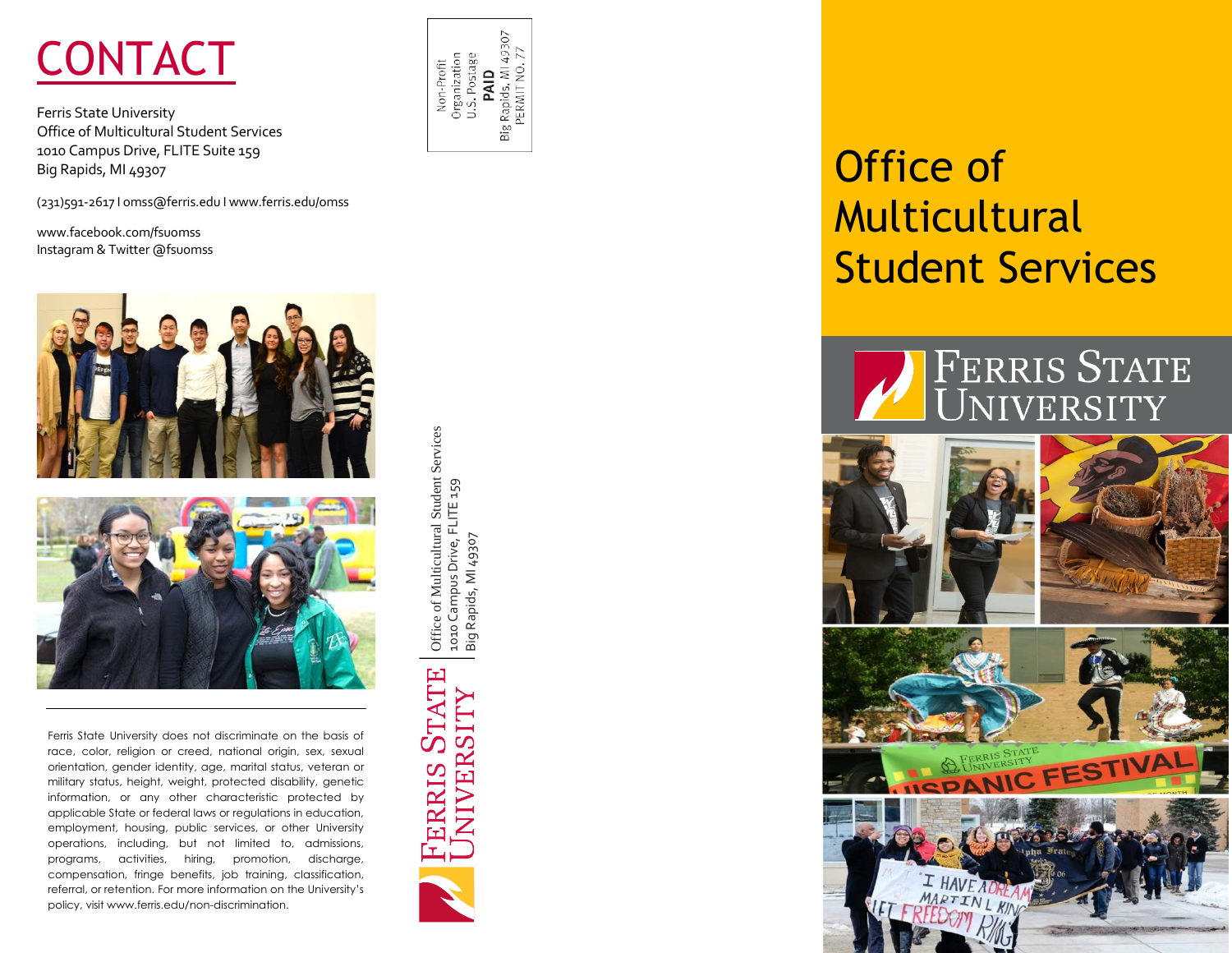# CONTACT

Ferris State University
Office of Multicultural Student Services
1010 Campus Drive, FLITE Suite 159
Big Rapids, MI 49307

(231)591-2617 I omss@ferris.edu I www.ferris.edu/omss

www.facebook.com/fsuomss
Instagram & Twitter @fsuomss

Ferris State University does not discriminate on the basis of race, color, religion or creed, national origin, sex, sexual orientation, gender identity, age, marital status, veteran or military status, height, weight, protected disability, genetic information, or any other characteristic protected by applicable State or federal laws or regulations in education, employment, housing, public services, or other University operations, including, but not limited to, admissions, programs, activities, hiring, promotion, discharge, compensation, fringe benefits, job training, classification, referral, or retention. For more information on the University's policy, visit www.ferris.edu/non-discrimination.

Non-Profit
Organization
U.S. Postage
**PAID**
Big Rapids, MI 49307
PERMIT NO. 77

Ferris State University

Office of Multicultural Student Services
1010 Campus Drive, FLITE 159
Big Rapids, MI 49307

# Office of Multicultural Student Services

Ferris State University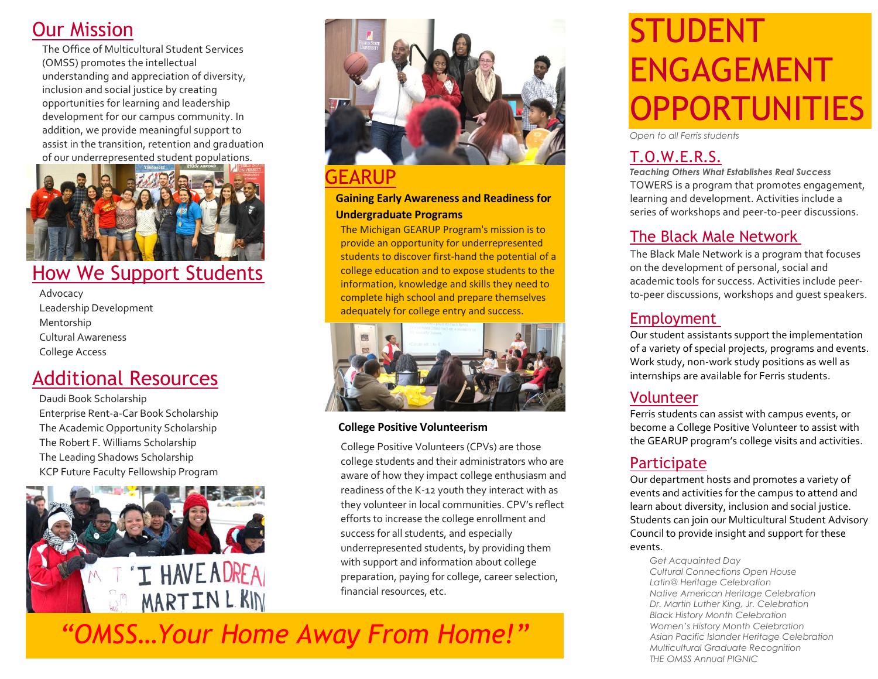## Our Mission

The Office of Multicultural Student Services (OMSS) promotes the intellectual understanding and appreciation of diversity, inclusion and social justice by creating opportunities for learning and leadership development for our campus community. In addition, we provide meaningful support to assist in the transition, retention and graduation of our underrepresented student populations.

## How We Support Students

- Advocacy
- Leadership Development
- Mentorship
- Cultural Awareness
- College Access

## Additional Resources

- Daudi Book Scholarship
- Enterprise Rent-a-Car Book Scholarship
- The Academic Opportunity Scholarship
- The Robert F. Williams Scholarship
- The Leading Shadows Scholarship
- KCP Future Faculty Fellowship Program

## GEARUP

**Gaining Early Awareness and Readiness for Undergraduate Programs**

The Michigan GEARUP Program's mission is to provide an opportunity for underrepresented students to discover first-hand the potential of a college education and to expose students to the information, knowledge and skills they need to complete high school and to prepare themselves adequately for college entry and success.

**College Positive Volunteerism**

College Positive Volunteers (CPVs) are those college students and their administrators who are aware of how they impact college enthusiasm and readiness of the K-12 youth they interact with as they volunteer in local communities. CPV's reflect efforts to increase the college enrollment and success for all students, and especially underrepresented students, by providing them with support and information about college preparation, paying for college, career selection, financial resources, etc.

*"OMSS…Your Home Away From Home!"*

# STUDENT ENGAGEMENT OPPORTUNITIES

*Open to all Ferris students*

## T.O.W.E.R.S.

***Teaching Others What Establishes Real Success***

TOWERS is a program that promotes engagement, learning and development. Activities include a series of workshops and peer-to-peer discussions.

## The Black Male Network

The Black Male Network is a program that focuses on the development of personal, social and academic tools for success. Activities include peer-to-peer discussions, workshops and guest speakers.

## Employment

Our student assistants support the implementation of a variety of special projects, programs and events. Work study, non-work study positions as well as internships are available for Ferris students.

## Volunteer

Ferris students can assist with campus events, or become a College Positive Volunteer to assist with the GEARUP program's college visits and activities.

## Participate

Our department hosts and promotes a variety of events and activities for the campus to attend and learn about diversity, inclusion and social justice. Students can join our Multicultural Student Advisory Council to provide insight and support for these events.

*Get Acquainted Day*
*Cultural Connections Open House*
*Latin@ Heritage Celebration*
*Native American Heritage Celebration*
*Dr. Martin Luther King, Jr. Celebration*
*Black History Month Celebration*
*Women's History Month Celebration*
*Asian Pacific Islander Heritage Celebration*
*Multicultural Graduate Recognition*
*THE OMSS Annual PIGNIC*